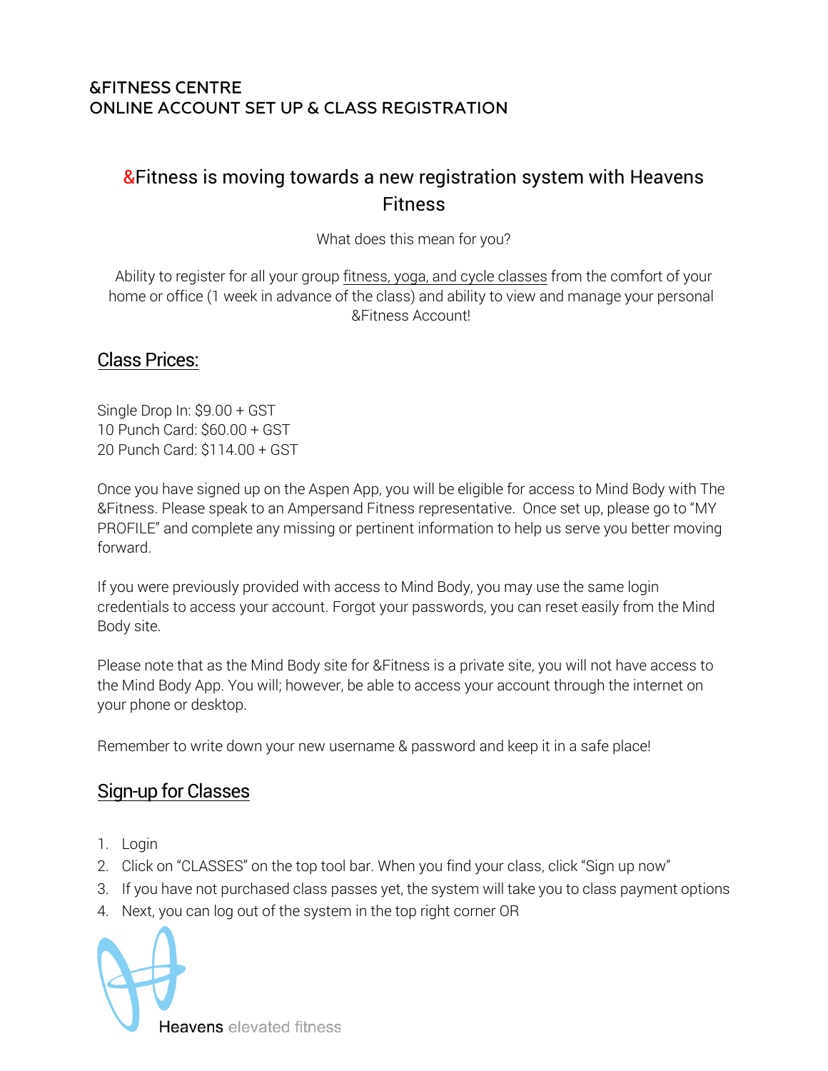**&FITNESS CENTRE**
**ONLINE ACCOUNT SET UP & CLASS REGISTRATION**

## &Fitness is moving towards a new registration system with Heavens Fitness

What does this mean for you?

Ability to register for all your group fitness, yoga, and cycle classes from the comfort of your home or office (1 week in advance of the class) and ability to view and manage your personal &Fitness Account!

## Class Prices:

Single Drop In: $9.00 + GST
10 Punch Card: $60.00 + GST
20 Punch Card: $114.00 + GST

Once you have signed up on the Aspen App, you will be eligible for access to Mind Body with The &Fitness. Please speak to an Ampersand Fitness representative. Once set up, please go to "MY PROFILE" and complete any missing or pertinent information to help us serve you better moving forward.

If you were previously provided with access to Mind Body, you may use the same login credentials to access your account. Forgot your passwords, you can reset easily from the Mind Body site.

Please note that as the Mind Body site for &Fitness is a private site, you will not have access to the Mind Body App. You will; however, be able to access your account through the internet on your phone or desktop.

Remember to write down your new username & password and keep it in a safe place!

## Sign-up for Classes

1. Login
2. Click on "CLASSES" on the top tool bar. When you find your class, click "Sign up now"
3. If you have not purchased class passes yet, the system will take you to class payment options
4. Next, you can log out of the system in the top right corner OR

Heavens elevated fitness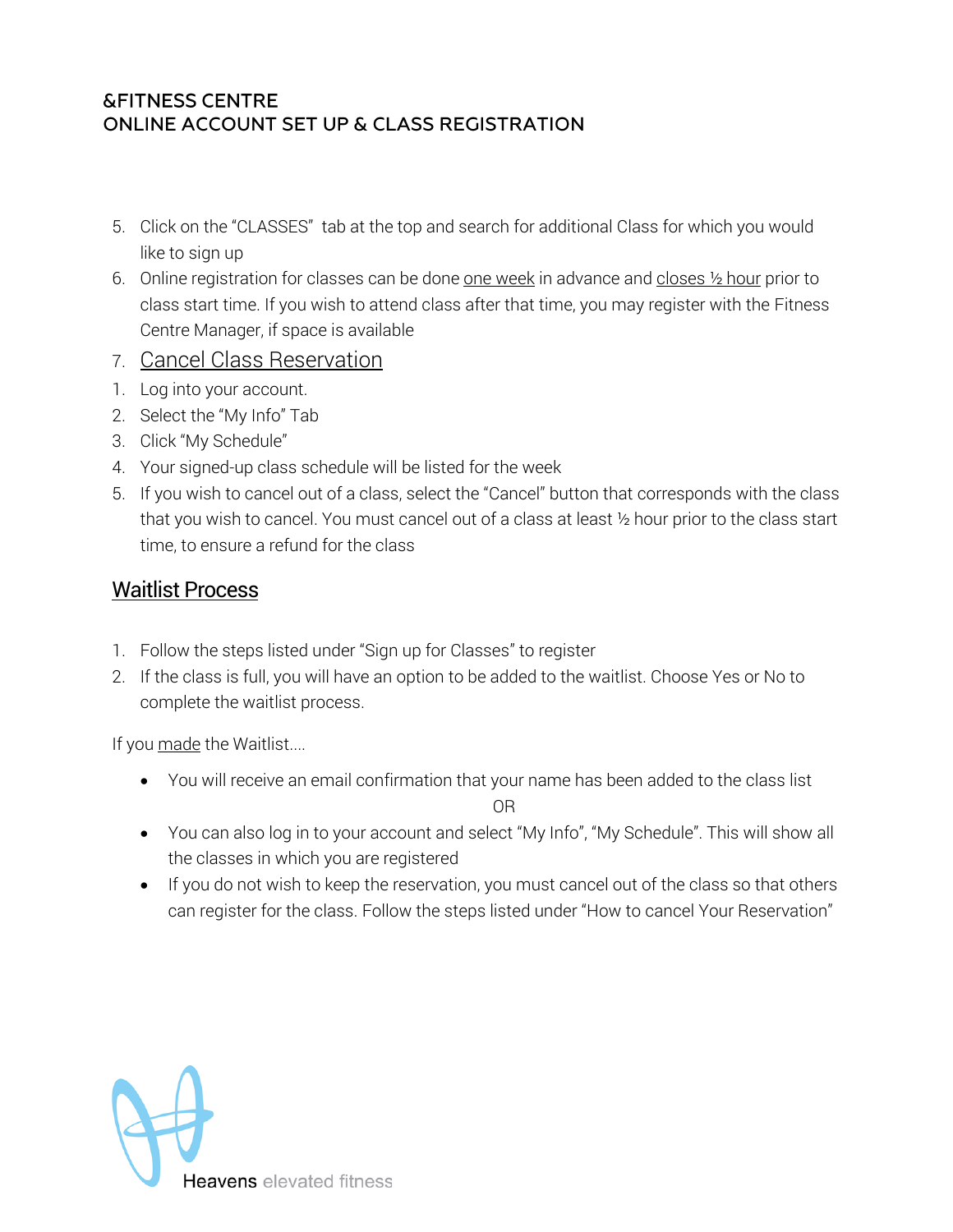**&FITNESS CENTRE**
**ONLINE ACCOUNT SET UP & CLASS REGISTRATION**

5. Click on the “CLASSES” tab at the top and search for additional Class for which you would like to sign up
6. Online registration for classes can be done one week in advance and closes ½ hour prior to class start time. If you wish to attend class after that time, you may register with the Fitness Centre Manager, if space is available
7. Cancel Class Reservation

1. Log into your account.
2. Select the “My Info” Tab
3. Click “My Schedule”
4. Your signed-up class schedule will be listed for the week
5. If you wish to cancel out of a class, select the “Cancel” button that corresponds with the class that you wish to cancel. You must cancel out of a class at least ½ hour prior to the class start time, to ensure a refund for the class

## Waitlist Process

1. Follow the steps listed under “Sign up for Classes” to register
2. If the class is full, you will have an option to be added to the waitlist. Choose Yes or No to complete the waitlist process.

If you made the Waitlist....

- You will receive an email confirmation that your name has been added to the class list

  OR

- You can also log in to your account and select “My Info”, “My Schedule”. This will show all the classes in which you are registered
- If you do not wish to keep the reservation, you must cancel out of the class so that others can register for the class. Follow the steps listed under “How to cancel Your Reservation”

Heavens elevated fitness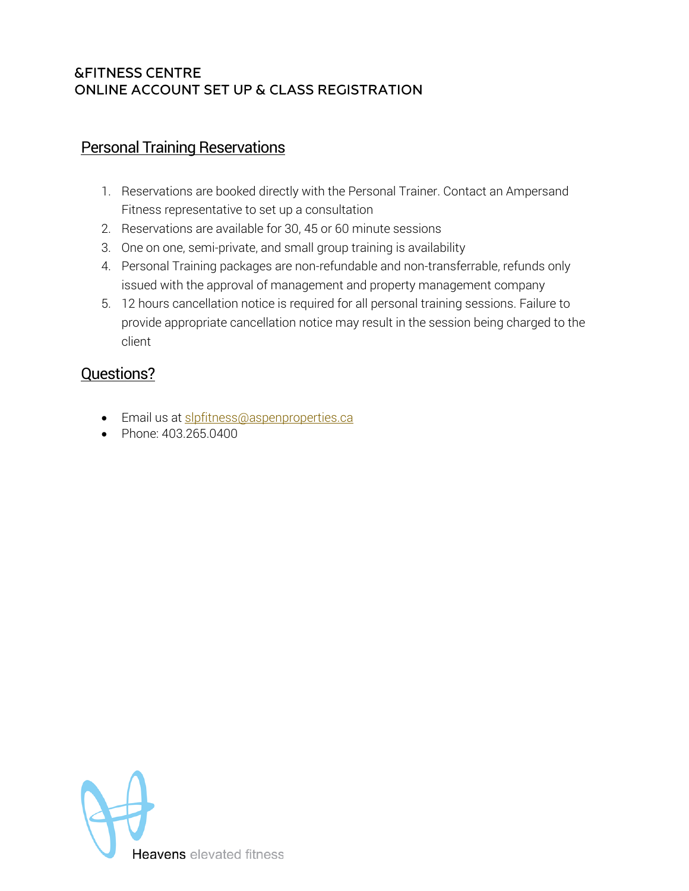**&FITNESS CENTRE**
**ONLINE ACCOUNT SET UP & CLASS REGISTRATION**

## Personal Training Reservations

1. Reservations are booked directly with the Personal Trainer. Contact an Ampersand Fitness representative to set up a consultation
2. Reservations are available for 30, 45 or 60 minute sessions
3. One on one, semi-private, and small group training is availability
4. Personal Training packages are non-refundable and non-transferrable, refunds only issued with the approval of management and property management company
5. 12 hours cancellation notice is required for all personal training sessions. Failure to provide appropriate cancellation notice may result in the session being charged to the client

## Questions?

- Email us at slpfitness@aspenproperties.ca
- Phone: 403.265.0400

Heavens elevated fitness